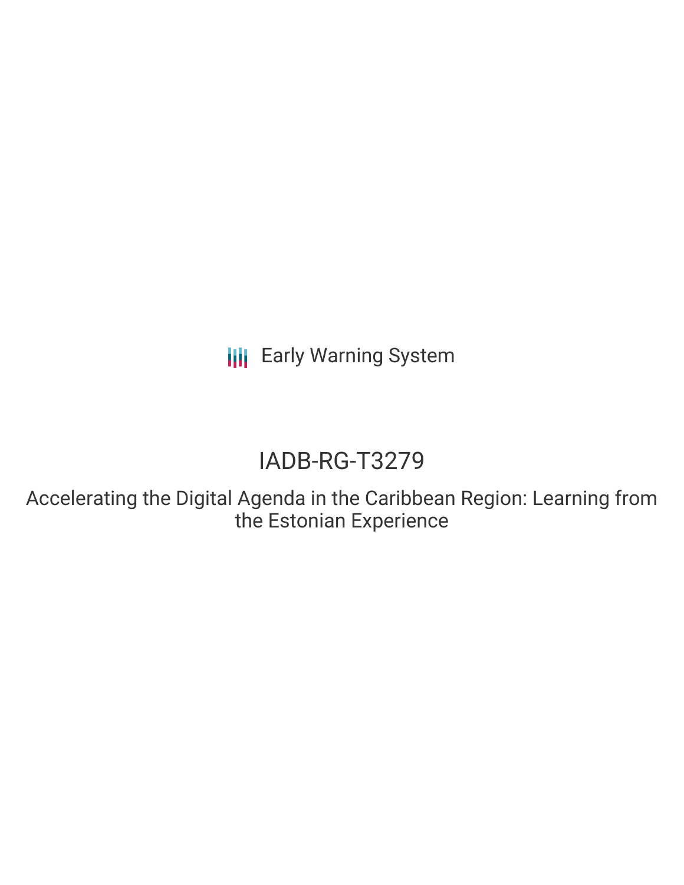Early Warning System

# IADB-RG-T3279

## Accelerating the Digital Agenda in the Caribbean Region: Learning from the Estonian Experience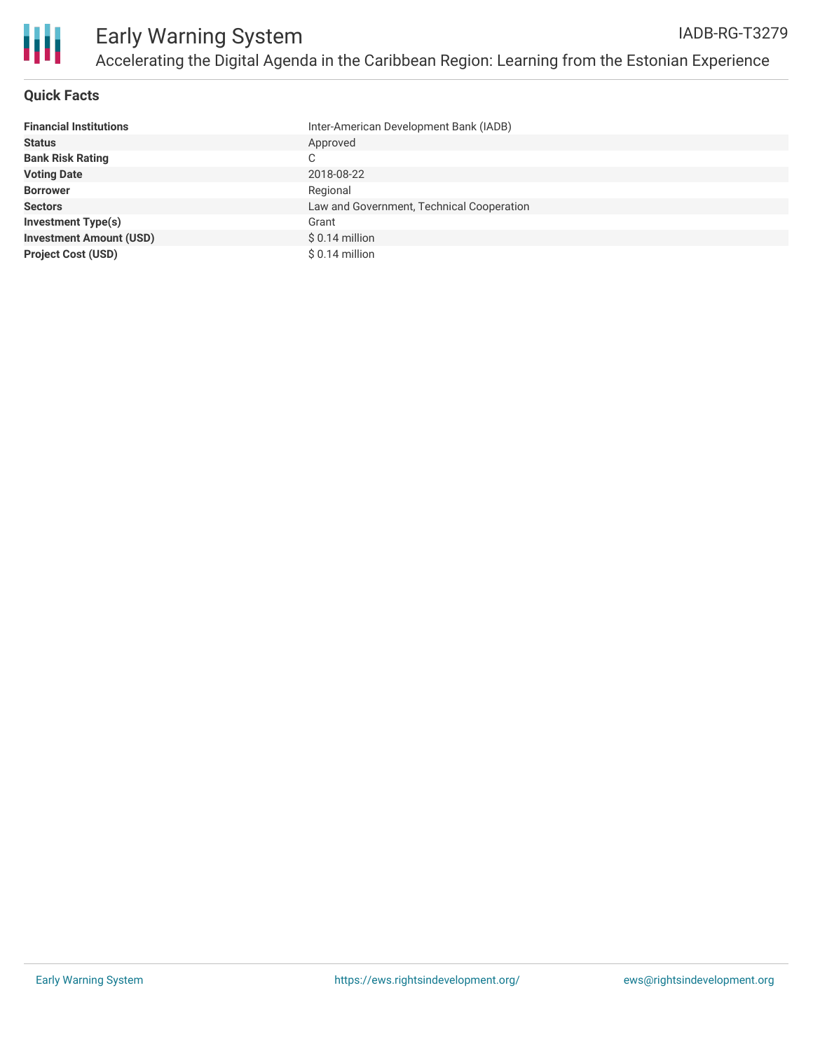# Early Warning System

IADB-RG-T3279

## Accelerating the Digital Agenda in the Caribbean Region: Learning from the Estonian Experience

### Quick Facts

| | |
|---|---|
| **Financial Institutions** | Inter-American Development Bank (IADB) |
| **Status** | Approved |
| **Bank Risk Rating** | C |
| **Voting Date** | 2018-08-22 |
| **Borrower** | Regional |
| **Sectors** | Law and Government, Technical Cooperation |
| **Investment Type(s)** | Grant |
| **Investment Amount (USD)** | $ 0.14 million |
| **Project Cost (USD)** | $ 0.14 million |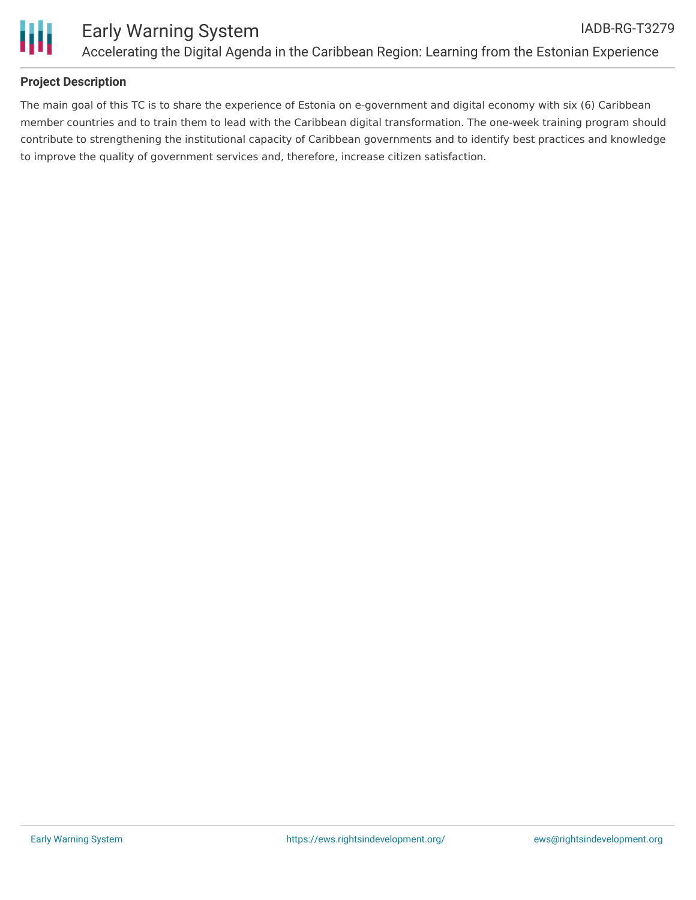## Project Description

The main goal of this TC is to share the experience of Estonia on e-government and digital economy with six (6) Caribbean member countries and to train them to lead with the Caribbean digital transformation. The one-week training program should contribute to strengthening the institutional capacity of Caribbean governments and to identify best practices and knowledge to improve the quality of government services and, therefore, increase citizen satisfaction.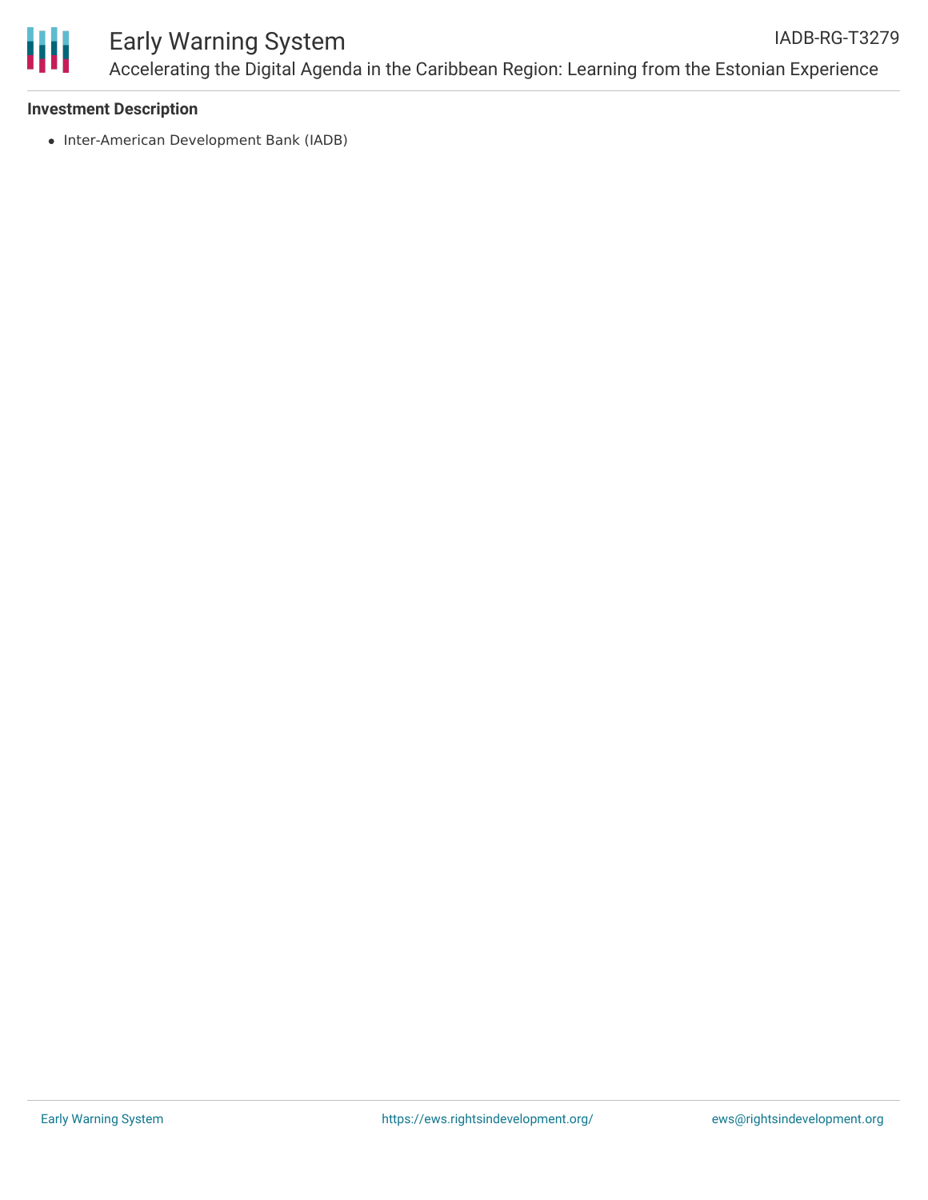**Investment Description**

- Inter-American Development Bank (IADB)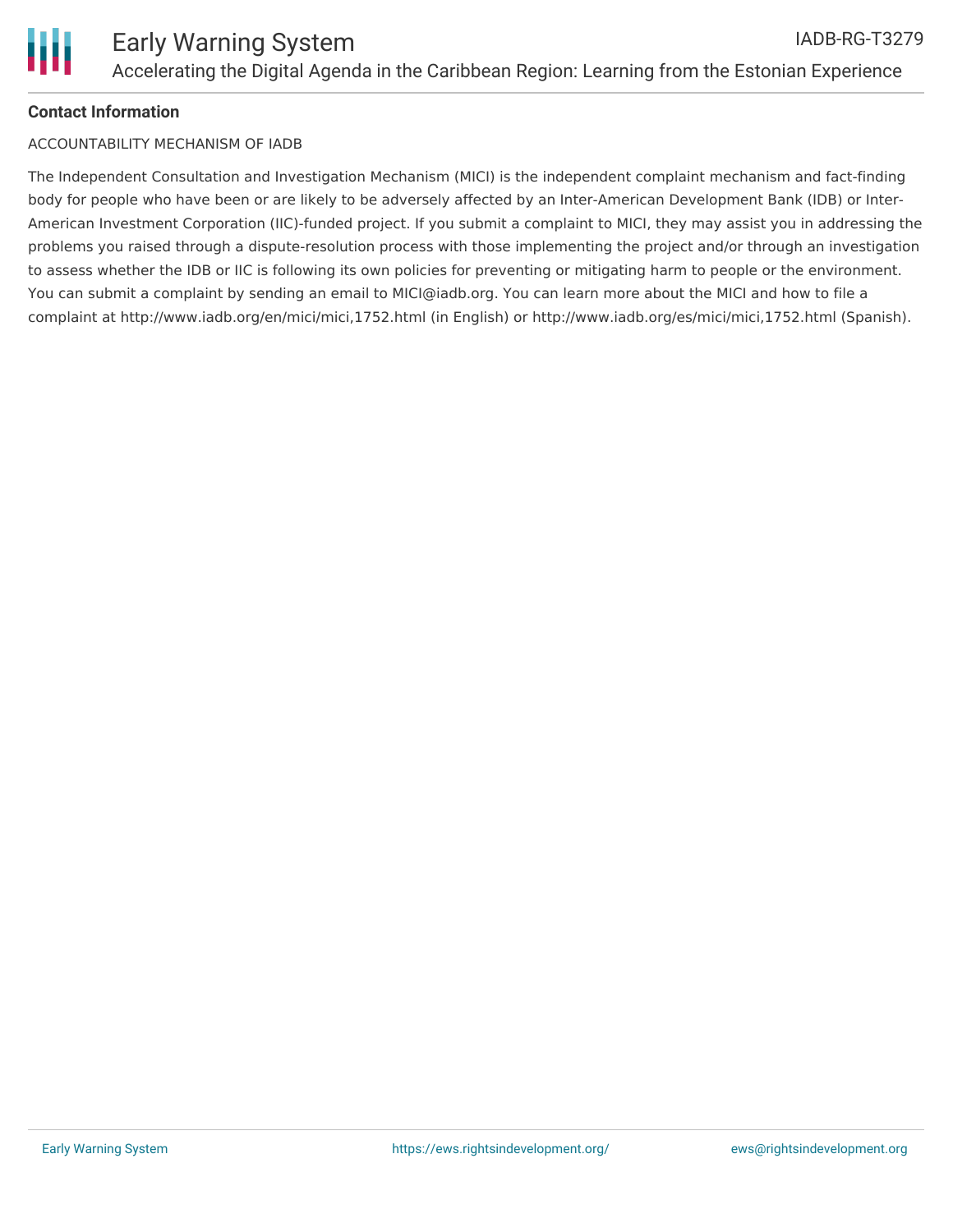**Contact Information**

ACCOUNTABILITY MECHANISM OF IADB

The Independent Consultation and Investigation Mechanism (MICI) is the independent complaint mechanism and fact-finding body for people who have been or are likely to be adversely affected by an Inter-American Development Bank (IDB) or Inter-American Investment Corporation (IIC)-funded project. If you submit a complaint to MICI, they may assist you in addressing the problems you raised through a dispute-resolution process with those implementing the project and/or through an investigation to assess whether the IDB or IIC is following its own policies for preventing or mitigating harm to people or the environment. You can submit a complaint by sending an email to MICI@iadb.org. You can learn more about the MICI and how to file a complaint at http://www.iadb.org/en/mici/mici,1752.html (in English) or http://www.iadb.org/es/mici/mici,1752.html (Spanish).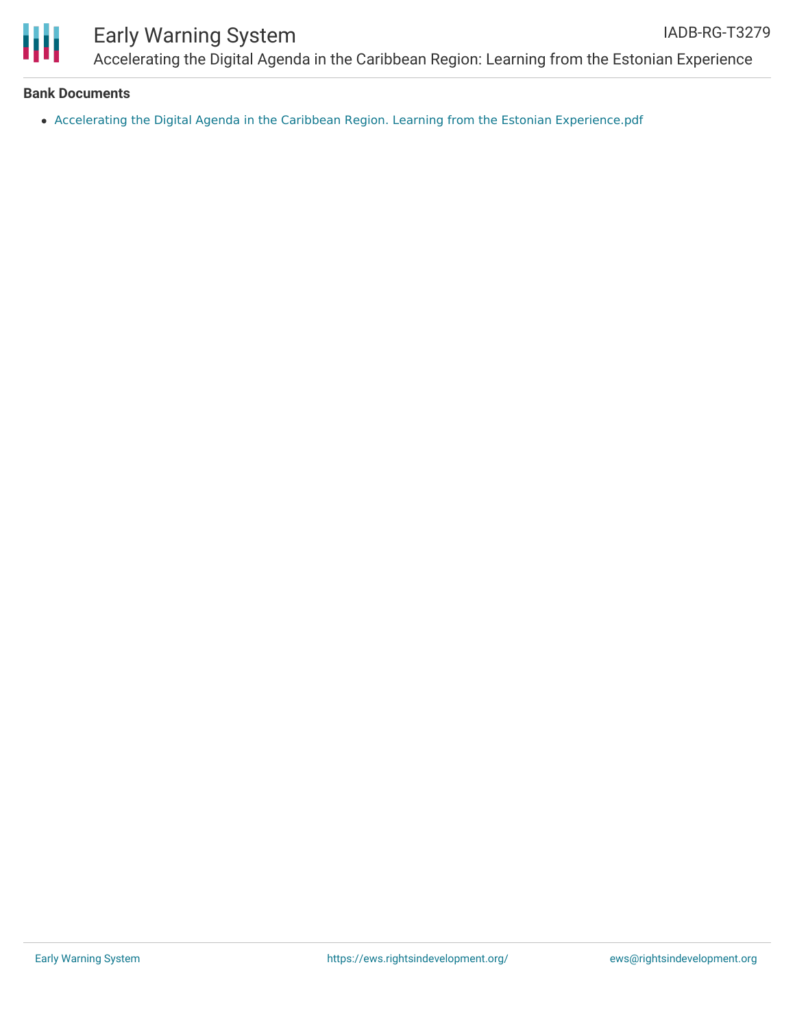**Bank Documents**

- Accelerating the Digital Agenda in the Caribbean Region. Learning from the Estonian Experience.pdf